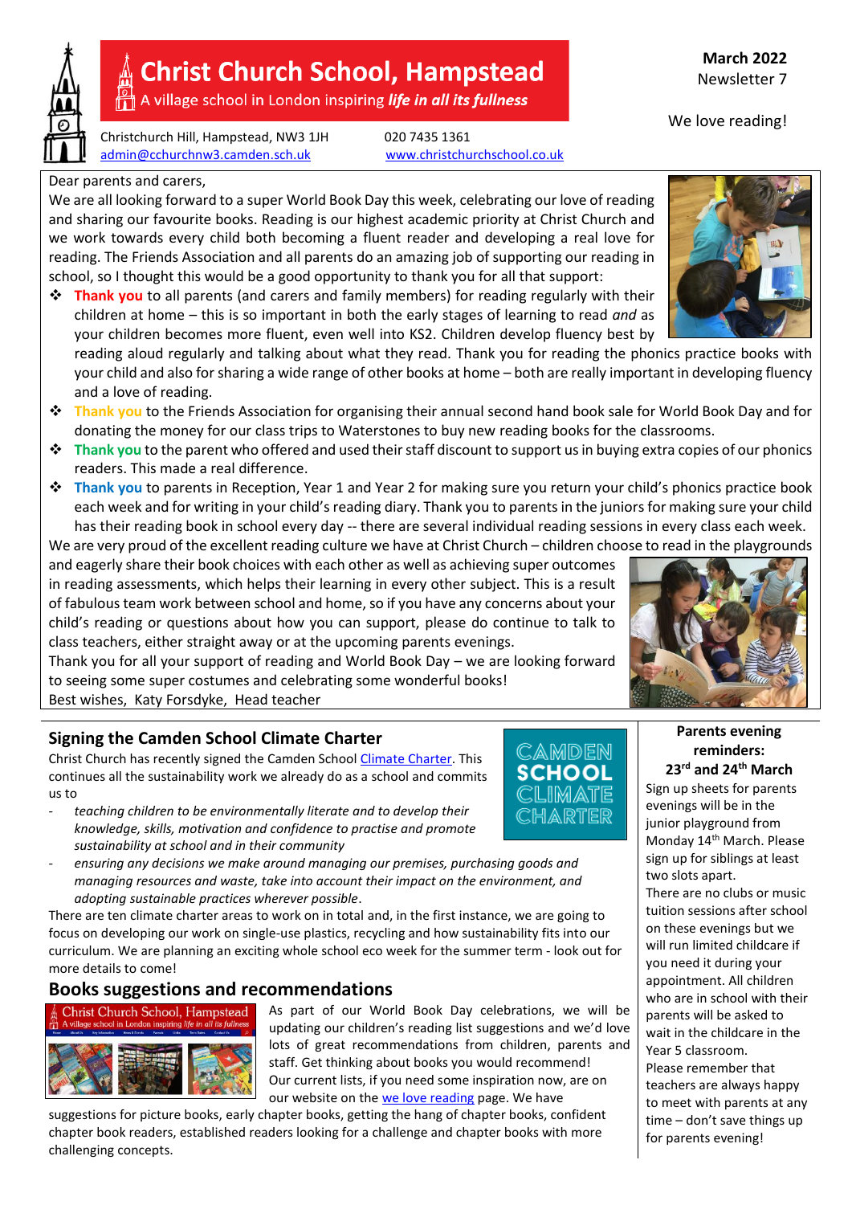# Christ Church School, Hampstead

A village school in London inspiring ***life in all its fullness***

Christchurch Hill, Hampstead, NW3 1JH
admin@cchurchnw3.camden.sch.uk

020 7435 1361
www.christchurchschool.co.uk

**March 2022**
Newsletter 7

We love reading!

Dear parents and carers,

We are all looking forward to a super World Book Day this week, celebrating our love of reading and sharing our favourite books. Reading is our highest academic priority at Christ Church and we work towards every child both becoming a fluent reader and developing a real love for reading. The Friends Association and all parents do an amazing job of supporting our reading in school, so I thought this would be a good opportunity to thank you for all that support:

- **Thank you** to all parents (and carers and family members) for reading regularly with their children at home – this is so important in both the early stages of learning to read *and* as your children becomes more fluent, even well into KS2. Children develop fluency best by reading aloud regularly and talking about what they read. Thank you for reading the phonics practice books with your child and also for sharing a wide range of other books at home – both are really important in developing fluency and a love of reading.
- **Thank you** to the Friends Association for organising their annual second hand book sale for World Book Day and for donating the money for our class trips to Waterstones to buy new reading books for the classrooms.
- **Thank you** to the parent who offered and used their staff discount to support us in buying extra copies of our phonics readers. This made a real difference.
- **Thank you** to parents in Reception, Year 1 and Year 2 for making sure you return your child's phonics practice book each week and for writing in your child's reading diary. Thank you to parents in the juniors for making sure your child has their reading book in school every day -- there are several individual reading sessions in every class each week.

We are very proud of the excellent reading culture we have at Christ Church – children choose to read in the playgrounds and eagerly share their book choices with each other as well as achieving super outcomes in reading assessments, which helps their learning in every other subject. This is a result of fabulous team work between school and home, so if you have any concerns about your child's reading or questions about how you can support, please do continue to talk to class teachers, either straight away or at the upcoming parents evenings.

Thank you for all your support of reading and World Book Day – we are looking forward to seeing some super costumes and celebrating some wonderful books!

Best wishes, Katy Forsdyke, Head teacher

## Signing the Camden School Climate Charter

Christ Church has recently signed the Camden School Climate Charter. This continues all the sustainability work we already do as a school and commits us to

- *teaching children to be environmentally literate and to develop their knowledge, skills, motivation and confidence to practise and promote sustainability at school and in their community*
- *ensuring any decisions we make around managing our premises, purchasing goods and managing resources and waste, take into account their impact on the environment, and adopting sustainable practices wherever possible*.

There are ten climate charter areas to work on in total and, in the first instance, we are going to focus on developing our work on single-use plastics, recycling and how sustainability fits into our curriculum. We are planning an exciting whole school eco week for the summer term - look out for more details to come!

## Books suggestions and recommendations

As part of our World Book Day celebrations, we will be updating our children's reading list suggestions and we'd love lots of great recommendations from children, parents and staff. Get thinking about books you would recommend!

Our current lists, if you need some inspiration now, are on our website on the we love reading page. We have suggestions for picture books, early chapter books, getting the hang of chapter books, confident chapter book readers, established readers looking for a challenge and chapter books with more challenging concepts.

**Parents evening reminders:**
**23rd and 24th March**

Sign up sheets for parents evenings will be in the junior playground from Monday 14th March. Please sign up for siblings at least two slots apart.

There are no clubs or music tuition sessions after school on these evenings but we will run limited childcare if you need it during your appointment. All children who are in school with their parents will be asked to wait in the childcare in the Year 5 classroom.

Please remember that teachers are always happy to meet with parents at any time – don't save things up for parents evening!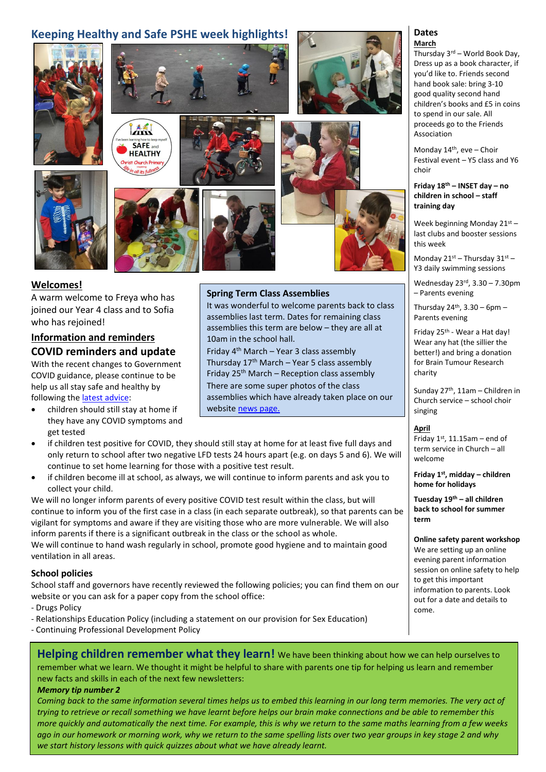## Keeping Healthy and Safe PSHE week highlights!

## Welcomes!

A warm welcome to Freya who has joined our Year 4 class and to Sofia who has rejoined!

## Information and reminders

### COVID reminders and update

With the recent changes to Government COVID guidance, please continue to be help us all stay safe and healthy by following the latest advice:

- children should still stay at home if they have any COVID symptoms and get tested
- if children test positive for COVID, they should still stay at home for at least five full days and only return to school after two negative LFD tests 24 hours apart (e.g. on days 5 and 6). We will continue to set home learning for those with a positive test result.
- if children become ill at school, as always, we will continue to inform parents and ask you to collect your child.

We will no longer inform parents of every positive COVID test result within the class, but will continue to inform you of the first case in a class (in each separate outbreak), so that parents can be vigilant for symptoms and aware if they are visiting those who are more vulnerable. We will also inform parents if there is a significant outbreak in the class or the school as whole.

We will continue to hand wash regularly in school, promote good hygiene and to maintain good ventilation in all areas.

### Spring Term Class Assemblies

It was wonderful to welcome parents back to class assemblies last term. Dates for remaining class assemblies this term are below – they are all at 10am in the school hall.

Friday 4th March – Year 3 class assembly
Thursday 17th March – Year 5 class assembly
Friday 25th March – Reception class assembly

There are some super photos of the class assemblies which have already taken place on our website news page.

### School policies

School staff and governors have recently reviewed the following policies; you can find them on our website or you can ask for a paper copy from the school office:

- Drugs Policy
- Relationships Education Policy (including a statement on our provision for Sex Education)
- Continuing Professional Development Policy

## Dates

**March**

Thursday 3rd – World Book Day, Dress up as a book character, if you'd like to. Friends second hand book sale: bring 3-10 good quality second hand children's books and £5 in coins to spend in our sale. All proceeds go to the Friends Association

Monday 14th, eve – Choir Festival event – Y5 class and Y6 choir

**Friday 18th – INSET day – no children in school – staff training day**

Week beginning Monday 21st – last clubs and booster sessions this week

Monday 21st – Thursday 31st – Y3 daily swimming sessions

Wednesday 23rd, 3.30 – 7.30pm – Parents evening

Thursday 24th, 3.30 – 6pm – Parents evening

Friday 25th - Wear a Hat day! Wear any hat (the sillier the better!) and bring a donation for Brain Tumour Research charity

Sunday 27th, 11am – Children in Church service – school choir singing

**April**

Friday 1st, 11.15am – end of term service in Church – all welcome

**Friday 1st, midday – children home for holidays**

**Tuesday 19th – all children back to school for summer term**

**Online safety parent workshop**

We are setting up an online evening parent information session on online safety to help to get this important information to parents. Look out for a date and details to come.

## Helping children remember what they learn!

We have been thinking about how we can help ourselves to remember what we learn. We thought it might be helpful to share with parents one tip for helping us learn and remember new facts and skills in each of the next few newsletters:

***Memory tip number 2***

*Coming back to the same information several times helps us to embed this learning in our long term memories. The very act of trying to retrieve or recall something we have learnt before helps our brain make connections and be able to remember this more quickly and automatically the next time. For example, this is why we return to the same maths learning from a few weeks ago in our homework or morning work, why we return to the same spelling lists over two year groups in key stage 2 and why we start history lessons with quick quizzes about what we have already learnt.*